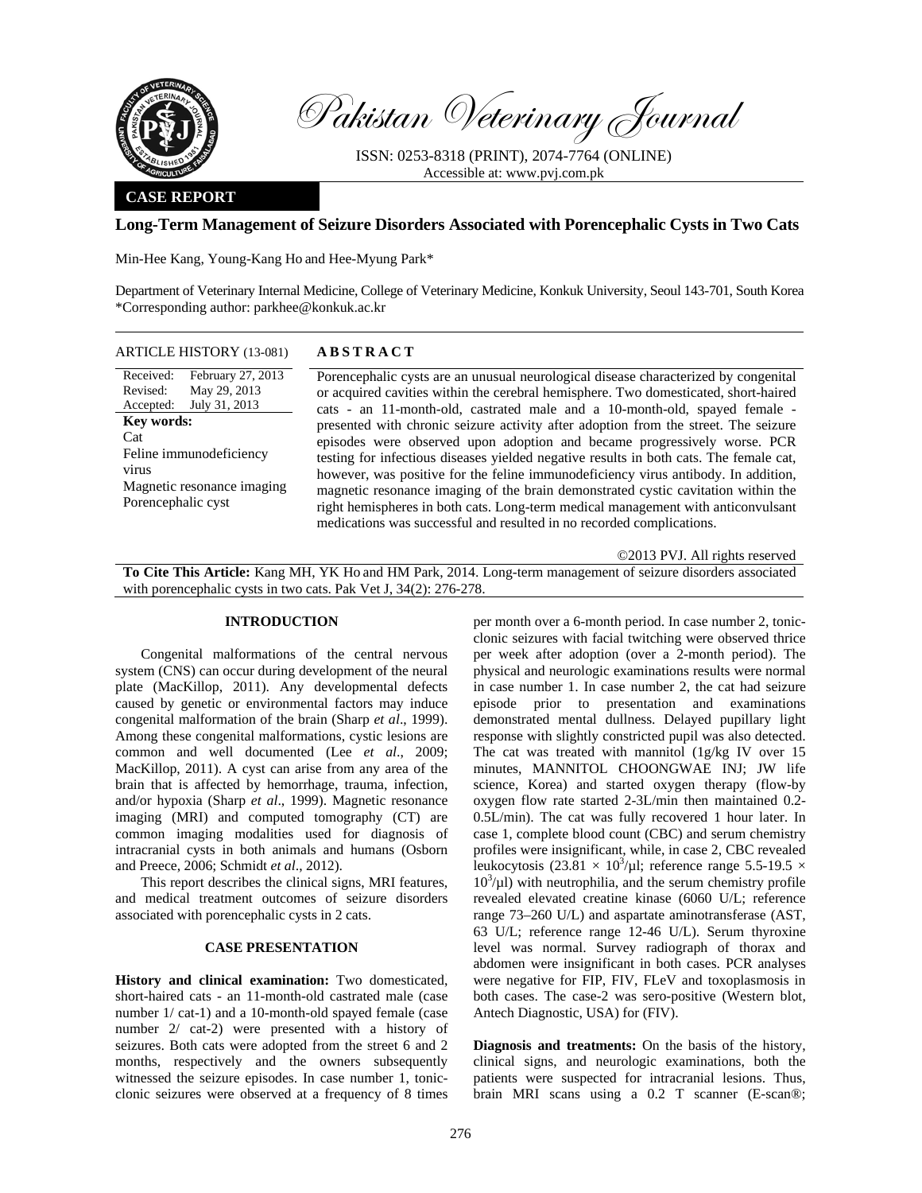# Pakistan Veterinary Journal

ISSN: 0253-8318 (PRINT), 2074-7764 (ONLINE)
Accessible at: www.pvj.com.pk

**CASE REPORT**

## Long-Term Management of Seizure Disorders Associated with Porencephalic Cysts in Two Cats

Min-Hee Kang, Young-Kang Ho and Hee-Myung Park*

Department of Veterinary Internal Medicine, College of Veterinary Medicine, Konkuk University, Seoul 143-701, South Korea
*Corresponding author: parkhee@konkuk.ac.kr

**ARTICLE HISTORY** (13-081)

Received: February 27, 2013
Revised: May 29, 2013
Accepted: July 31, 2013

**Key words:**
Cat
Feline immunodeficiency virus
Magnetic resonance imaging
Porencephalic cyst

**ABSTRACT**

Porencephalic cysts are an unusual neurological disease characterized by congenital or acquired cavities within the cerebral hemisphere. Two domesticated, short-haired cats - an 11-month-old, castrated male and a 10-month-old, spayed female - presented with chronic seizure activity after adoption from the street. The seizure episodes were observed upon adoption and became progressively worse. PCR testing for infectious diseases yielded negative results in both cats. The female cat, however, was positive for the feline immunodeficiency virus antibody. In addition, magnetic resonance imaging of the brain demonstrated cystic cavitation within the right hemispheres in both cats. Long-term medical management with anticonvulsant medications was successful and resulted in no recorded complications.

©2013 PVJ. All rights reserved

**To Cite This Article:** Kang MH, YK Ho and HM Park, 2014. Long-term management of seizure disorders associated with porencephalic cysts in two cats. Pak Vet J, 34(2): 276-278.

### INTRODUCTION

Congenital malformations of the central nervous system (CNS) can occur during development of the neural plate (MacKillop, 2011). Any developmental defects caused by genetic or environmental factors may induce congenital malformation of the brain (Sharp *et al*., 1999). Among these congenital malformations, cystic lesions are common and well documented (Lee *et al*., 2009; MacKillop, 2011). A cyst can arise from any area of the brain that is affected by hemorrhage, trauma, infection, and/or hypoxia (Sharp *et al*., 1999). Magnetic resonance imaging (MRI) and computed tomography (CT) are common imaging modalities used for diagnosis of intracranial cysts in both animals and humans (Osborn and Preece, 2006; Schmidt *et al*., 2012).

This report describes the clinical signs, MRI features, and medical treatment outcomes of seizure disorders associated with porencephalic cysts in 2 cats.

### CASE PRESENTATION

**History and clinical examination:** Two domesticated, short-haired cats - an 11-month-old castrated male (case number 1/ cat-1) and a 10-month-old spayed female (case number 2/ cat-2) were presented with a history of seizures. Both cats were adopted from the street 6 and 2 months, respectively and the owners subsequently witnessed the seizure episodes. In case number 1, tonic-clonic seizures were observed at a frequency of 8 times per month over a 6-month period. In case number 2, tonic-clonic seizures with facial twitching were observed thrice per week after adoption (over a 2-month period). The physical and neurologic examinations results were normal in case number 1. In case number 2, the cat had seizure episode prior to presentation and examinations demonstrated mental dullness. Delayed pupillary light response with slightly constricted pupil was also detected. The cat was treated with mannitol (1g/kg IV over 15 minutes, MANNITOL CHOONGWAE INJ; JW life science, Korea) and started oxygen therapy (flow-by oxygen flow rate started 2-3L/min then maintained 0.2-0.5L/min). The cat was fully recovered 1 hour later. In case 1, complete blood count (CBC) and serum chemistry profiles were insignificant, while, in case 2, CBC revealed leukocytosis ($23.81 \times 10^3/\mu l$; reference range $5.5\text{-}19.5 \times 10^3/\mu l$) with neutrophilia, and the serum chemistry profile revealed elevated creatine kinase (6060 U/L; reference range 73–260 U/L) and aspartate aminotransferase (AST, 63 U/L; reference range 12-46 U/L). Serum thyroxine level was normal. Survey radiograph of thorax and abdomen were insignificant in both cases. PCR analyses were negative for FIP, FIV, FLeV and toxoplasmosis in both cases. The case-2 was sero-positive (Western blot, Antech Diagnostic, USA) for (FIV).

**Diagnosis and treatments:** On the basis of the history, clinical signs, and neurologic examinations, both the patients were suspected for intracranial lesions. Thus, brain MRI scans using a 0.2 T scanner (E-scan®;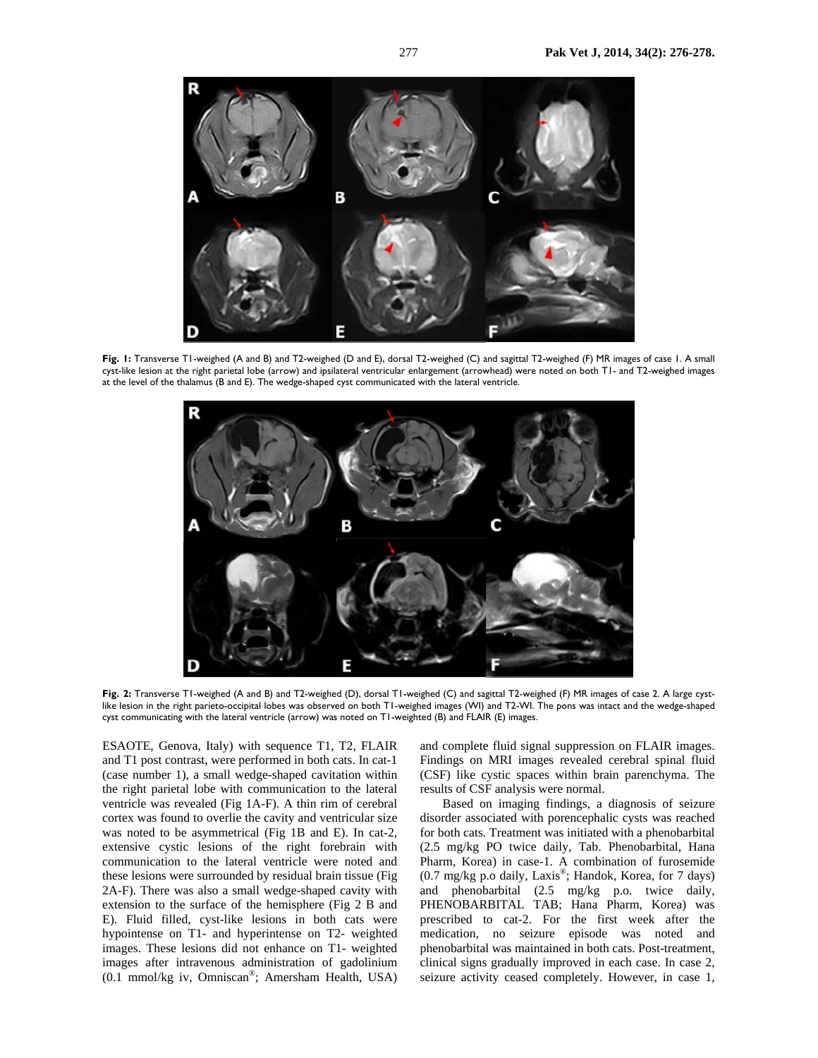**Fig. 1:** Transverse T1-weighed (A and B) and T2-weighed (D and E), dorsal T2-weighed (C) and sagittal T2-weighed (F) MR images of case 1. A small cyst-like lesion at the right parietal lobe (arrow) and ipsilateral ventricular enlargement (arrowhead) were noted on both T1- and T2-weighed images at the level of the thalamus (B and E). The wedge-shaped cyst communicated with the lateral ventricle.

**Fig. 2:** Transverse T1-weighed (A and B) and T2-weighed (D), dorsal T1-weighed (C) and sagittal T2-weighed (F) MR images of case 2. A large cyst-like lesion in the right parieto-occipital lobes was observed on both T1-weighed images (WI) and T2-WI. The pons was intact and the wedge-shaped cyst communicating with the lateral ventricle (arrow) was noted on T1-weighted (B) and FLAIR (E) images.

ESAOTE, Genova, Italy) with sequence T1, T2, FLAIR and T1 post contrast, were performed in both cats. In cat-1 (case number 1), a small wedge-shaped cavitation within the right parietal lobe with communication to the lateral ventricle was revealed (Fig 1A-F). A thin rim of cerebral cortex was found to overlie the cavity and ventricular size was noted to be asymmetrical (Fig 1B and E). In cat-2, extensive cystic lesions of the right forebrain with communication to the lateral ventricle were noted and these lesions were surrounded by residual brain tissue (Fig 2A-F). There was also a small wedge-shaped cavity with extension to the surface of the hemisphere (Fig 2 B and E). Fluid filled, cyst-like lesions in both cats were hypointense on T1- and hyperintense on T2- weighted images. These lesions did not enhance on T1- weighted images after intravenous administration of gadolinium (0.1 mmol/kg iv, Omniscan®; Amersham Health, USA) and complete fluid signal suppression on FLAIR images. Findings on MRI images revealed cerebral spinal fluid (CSF) like cystic spaces within brain parenchyma. The results of CSF analysis were normal.

Based on imaging findings, a diagnosis of seizure disorder associated with porencephalic cysts was reached for both cats. Treatment was initiated with a phenobarbital (2.5 mg/kg PO twice daily, Tab. Phenobarbital, Hana Pharm, Korea) in case-1. A combination of furosemide (0.7 mg/kg p.o daily, Laxis®; Handok, Korea, for 7 days) and phenobarbital (2.5 mg/kg p.o. twice daily, PHENOBARBITAL TAB; Hana Pharm, Korea) was prescribed to cat-2. For the first week after the medication, no seizure episode was noted and phenobarbital was maintained in both cats. Post-treatment, clinical signs gradually improved in each case. In case 2, seizure activity ceased completely. However, in case 1,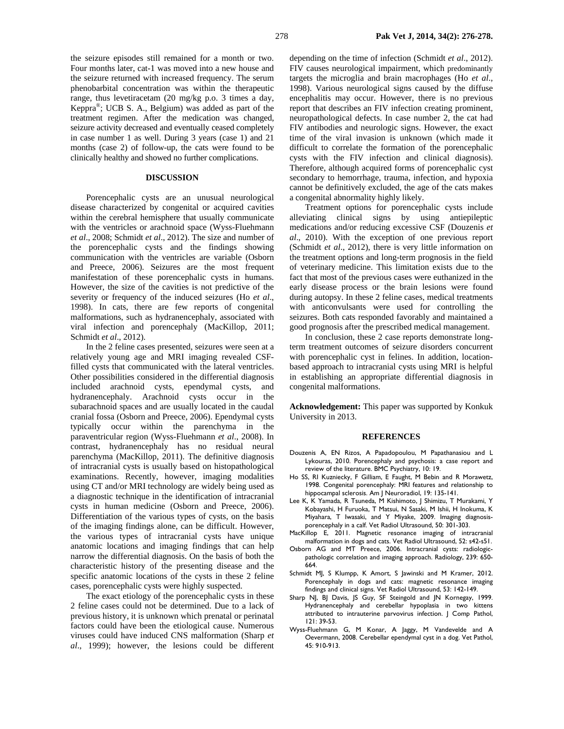the seizure episodes still remained for a month or two. Four months later, cat-1 was moved into a new house and the seizure returned with increased frequency. The serum phenobarbital concentration was within the therapeutic range, thus levetiracetam (20 mg/kg p.o. 3 times a day, Keppra®; UCB S. A., Belgium) was added as part of the treatment regimen. After the medication was changed, seizure activity decreased and eventually ceased completely in case number 1 as well. During 3 years (case 1) and 21 months (case 2) of follow-up, the cats were found to be clinically healthy and showed no further complications.

## DISCUSSION

Porencephalic cysts are an unusual neurological disease characterized by congenital or acquired cavities within the cerebral hemisphere that usually communicate with the ventricles or arachnoid space (Wyss-Fluehmann *et al*., 2008; Schmidt *et al*., 2012). The size and number of the porencephalic cysts and the findings showing communication with the ventricles are variable (Osborn and Preece, 2006). Seizures are the most frequent manifestation of these porencephalic cysts in humans. However, the size of the cavities is not predictive of the severity or frequency of the induced seizures (Ho *et al*., 1998). In cats, there are few reports of congenital malformations, such as hydranencephaly, associated with viral infection and porencephaly (MacKillop, 2011; Schmidt *et al*., 2012).

In the 2 feline cases presented, seizures were seen at a relatively young age and MRI imaging revealed CSF-filled cysts that communicated with the lateral ventricles. Other possibilities considered in the differential diagnosis included arachnoid cysts, ependymal cysts, and hydranencephaly. Arachnoid cysts occur in the subarachnoid spaces and are usually located in the caudal cranial fossa (Osborn and Preece, 2006). Ependymal cysts typically occur within the parenchyma in the paraventricular region (Wyss-Fluehmann *et al*., 2008). In contrast, hydranencephaly has no residual neural parenchyma (MacKillop, 2011). The definitive diagnosis of intracranial cysts is usually based on histopathological examinations. Recently, however, imaging modalities using CT and/or MRI technology are widely being used as a diagnostic technique in the identification of intracranial cysts in human medicine (Osborn and Preece, 2006). Differentiation of the various types of cysts, on the basis of the imaging findings alone, can be difficult. However, the various types of intracranial cysts have unique anatomic locations and imaging findings that can help narrow the differential diagnosis. On the basis of both the characteristic history of the presenting disease and the specific anatomic locations of the cysts in these 2 feline cases, porencephalic cysts were highly suspected.

The exact etiology of the porencephalic cysts in these 2 feline cases could not be determined. Due to a lack of previous history, it is unknown which prenatal or perinatal factors could have been the etiological cause. Numerous viruses could have induced CNS malformation (Sharp *et al*., 1999); however, the lesions could be different depending on the time of infection (Schmidt *et al*., 2012). FIV causes neurological impairment, which predominantly targets the microglia and brain macrophages (Ho *et al*., 1998). Various neurological signs caused by the diffuse encephalitis may occur. However, there is no previous report that describes an FIV infection creating prominent, neuropathological defects. In case number 2, the cat had FIV antibodies and neurologic signs. However, the exact time of the viral invasion is unknown (which made it difficult to correlate the formation of the porencephalic cysts with the FIV infection and clinical diagnosis). Therefore, although acquired forms of porencephalic cyst secondary to hemorrhage, trauma, infection, and hypoxia cannot be definitively excluded, the age of the cats makes a congenital abnormality highly likely.

Treatment options for porencephalic cysts include alleviating clinical signs by using antiepileptic medications and/or reducing excessive CSF (Douzenis *et al*., 2010). With the exception of one previous report (Schmidt *et al*., 2012), there is very little information on the treatment options and long-term prognosis in the field of veterinary medicine. This limitation exists due to the fact that most of the previous cases were euthanized in the early disease process or the brain lesions were found during autopsy. In these 2 feline cases, medical treatments with anticonvulsants were used for controlling the seizures. Both cats responded favorably and maintained a good prognosis after the prescribed medical management.

In conclusion, these 2 case reports demonstrate long-term treatment outcomes of seizure disorders concurrent with porencephalic cyst in felines. In addition, location-based approach to intracranial cysts using MRI is helpful in establishing an appropriate differential diagnosis in congenital malformations.

**Acknowledgement:** This paper was supported by Konkuk University in 2013.

## REFERENCES

Douzenis A, EN Rizos, A Papadopoulou, M Papathanasiou and L Lykouras, 2010. Porencephaly and psychosis: a case report and review of the literature. BMC Psychiatry, 10: 19.

Ho SS, RI Kuzniecky, F Gilliam, E Faught, M Bebin and R Morawetz, 1998. Congenital porencephaly: MRI features and relationship to hippocampal sclerosis. Am J Neuroradiol, 19: 135-141.

Lee K, K Yamada, R Tsuneda, M Kishimoto, J Shimizu, T Murakami, Y Kobayashi, H Furuoka, T Matsui, N Sasaki, M Ishii, H Inokuma, K Miyahara, T Iwasaki, and Y Miyake, 2009. Imaging diagnosis-porencephaly in a calf. Vet Radiol Ultrasound, 50: 301-303.

MacKillop E, 2011. Magnetic resonance imaging of intracranial malformation in dogs and cats. Vet Radiol Ultrasound, 52: s42-s51.

Osborn AG and MT Preece, 2006. Intracranial cysts: radiologic-pathologic correlation and imaging approach. Radiology, 239: 650-664.

Schmidt MJ, S Klumpp, K Amort, S Jawinski and M Kramer, 2012. Porencephaly in dogs and cats: magnetic resonance imaging findings and clinical signs. Vet Radiol Ultrasound, 53: 142-149.

Sharp NJ, BJ Davis, JS Guy, SF Steingold and JN Kornegay, 1999. Hydranencephaly and cerebellar hypoplasia in two kittens attributed to intrauterine parvovirus infection. J Comp Pathol, 121: 39-53.

Wyss-Fluehmann G, M Konar, A Jaggy, M Vandevelde and A Oevermann, 2008. Cerebellar ependymal cyst in a dog. Vet Pathol, 45: 910-913.